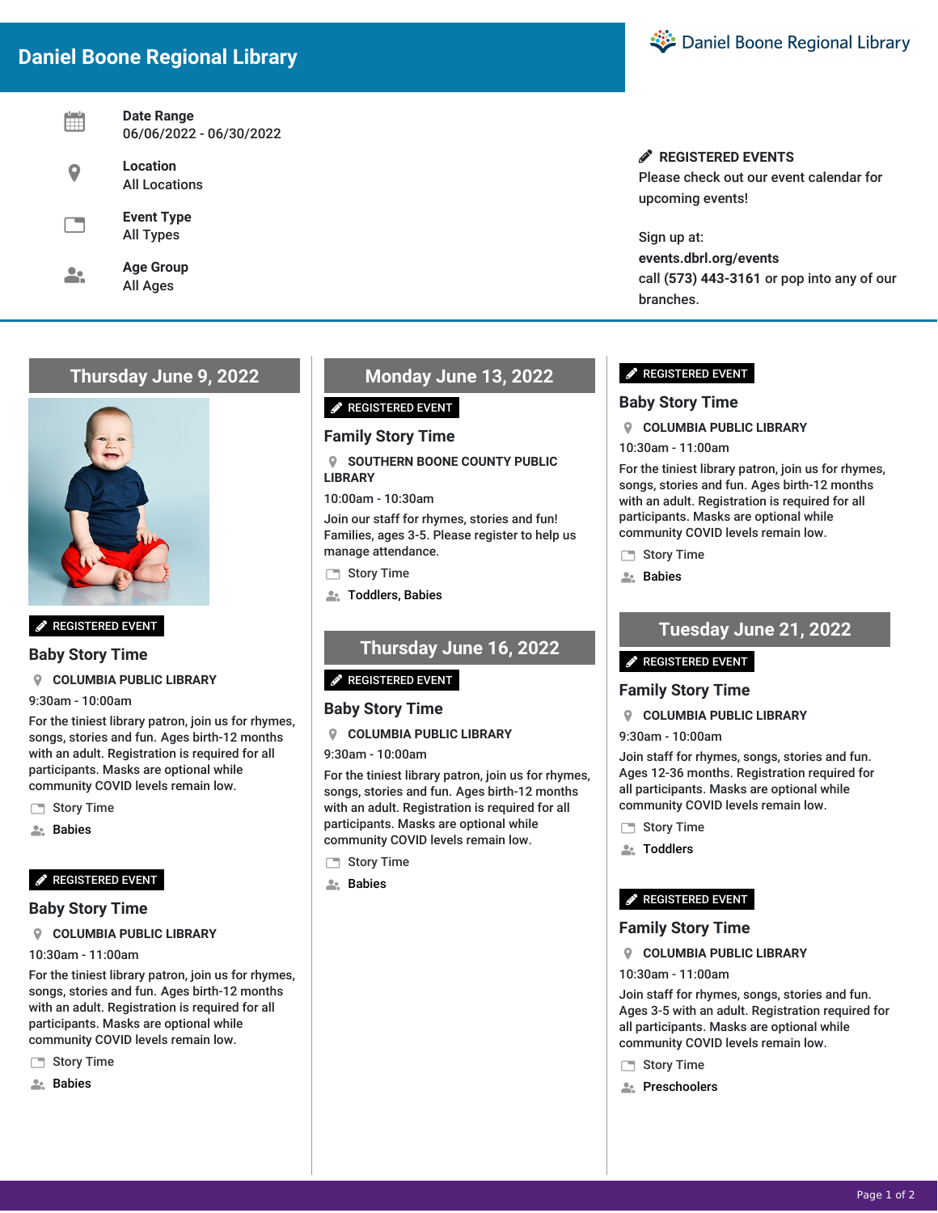# Daniel Boone Regional Library

**Date Range**
06/06/2022 - 06/30/2022

**Location**
All Locations

**Event Type**
All Types

**Age Group**
All Ages

**REGISTERED EVENTS**
Please check out our event calendar for upcoming events!

Sign up at:
**events.dbrl.org/events**
call **(573) 443-3161** or pop into any of our branches.

## Thursday June 9, 2022

REGISTERED EVENT

### Baby Story Time

**COLUMBIA PUBLIC LIBRARY**

9:30am - 10:00am

For the tiniest library patron, join us for rhymes, songs, stories and fun. Ages birth-12 months with an adult. Registration is required for all participants. Masks are optional while community COVID levels remain low.

Story Time

**Babies**

REGISTERED EVENT

### Baby Story Time

**COLUMBIA PUBLIC LIBRARY**

10:30am - 11:00am

For the tiniest library patron, join us for rhymes, songs, stories and fun. Ages birth-12 months with an adult. Registration is required for all participants. Masks are optional while community COVID levels remain low.

Story Time

**Babies**

## Monday June 13, 2022

REGISTERED EVENT

### Family Story Time

**SOUTHERN BOONE COUNTY PUBLIC LIBRARY**

10:00am - 10:30am

Join our staff for rhymes, stories and fun! Families, ages 3-5. Please register to help us manage attendance.

Story Time

**Toddlers, Babies**

## Thursday June 16, 2022

REGISTERED EVENT

### Baby Story Time

**COLUMBIA PUBLIC LIBRARY**

9:30am - 10:00am

For the tiniest library patron, join us for rhymes, songs, stories and fun. Ages birth-12 months with an adult. Registration is required for all participants. Masks are optional while community COVID levels remain low.

Story Time

**Babies**

REGISTERED EVENT

### Baby Story Time

**COLUMBIA PUBLIC LIBRARY**

10:30am - 11:00am

For the tiniest library patron, join us for rhymes, songs, stories and fun. Ages birth-12 months with an adult. Registration is required for all participants. Masks are optional while community COVID levels remain low.

Story Time

**Babies**

## Tuesday June 21, 2022

REGISTERED EVENT

### Family Story Time

**COLUMBIA PUBLIC LIBRARY**

9:30am - 10:00am

Join staff for rhymes, songs, stories and fun. Ages 12-36 months. Registration required for all participants. Masks are optional while community COVID levels remain low.

Story Time

**Toddlers**

REGISTERED EVENT

### Family Story Time

**COLUMBIA PUBLIC LIBRARY**

10:30am - 11:00am

Join staff for rhymes, songs, stories and fun. Ages 3-5 with an adult. Registration required for all participants. Masks are optional while community COVID levels remain low.

Story Time

**Preschoolers**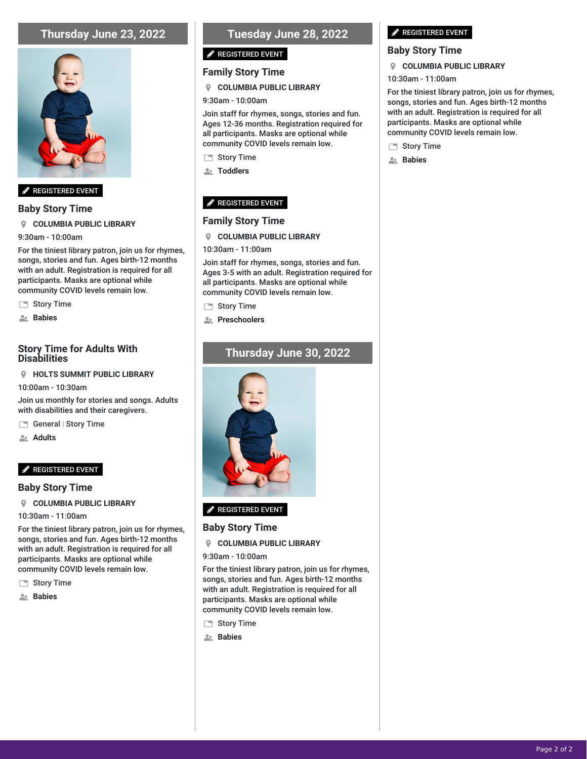## Thursday June 23, 2022

REGISTERED EVENT

### Baby Story Time

COLUMBIA PUBLIC LIBRARY

9:30am - 10:00am

For the tiniest library patron, join us for rhymes, songs, stories and fun. Ages birth-12 months with an adult. Registration is required for all participants. Masks are optional while community COVID levels remain low.

Story Time

Babies

### Story Time for Adults With Disabilities

HOLTS SUMMIT PUBLIC LIBRARY

10:00am - 10:30am

Join us monthly for stories and songs. Adults with disabilities and their caregivers.

General | Story Time

Adults

REGISTERED EVENT

### Baby Story Time

COLUMBIA PUBLIC LIBRARY

10:30am - 11:00am

For the tiniest library patron, join us for rhymes, songs, stories and fun. Ages birth-12 months with an adult. Registration is required for all participants. Masks are optional while community COVID levels remain low.

Story Time

Babies

## Tuesday June 28, 2022

REGISTERED EVENT

### Family Story Time

COLUMBIA PUBLIC LIBRARY

9:30am - 10:00am

Join staff for rhymes, songs, stories and fun. Ages 12-36 months. Registration required for all participants. Masks are optional while community COVID levels remain low.

Story Time

Toddlers

REGISTERED EVENT

### Family Story Time

COLUMBIA PUBLIC LIBRARY

10:30am - 11:00am

Join staff for rhymes, songs, stories and fun. Ages 3-5 with an adult. Registration required for all participants. Masks are optional while community COVID levels remain low.

Story Time

Preschoolers

## Thursday June 30, 2022

REGISTERED EVENT

### Baby Story Time

COLUMBIA PUBLIC LIBRARY

9:30am - 10:00am

For the tiniest library patron, join us for rhymes, songs, stories and fun. Ages birth-12 months with an adult. Registration is required for all participants. Masks are optional while community COVID levels remain low.

Story Time

Babies

REGISTERED EVENT

### Baby Story Time

COLUMBIA PUBLIC LIBRARY

10:30am - 11:00am

For the tiniest library patron, join us for rhymes, songs, stories and fun. Ages birth-12 months with an adult. Registration is required for all participants. Masks are optional while community COVID levels remain low.

Story Time

Babies